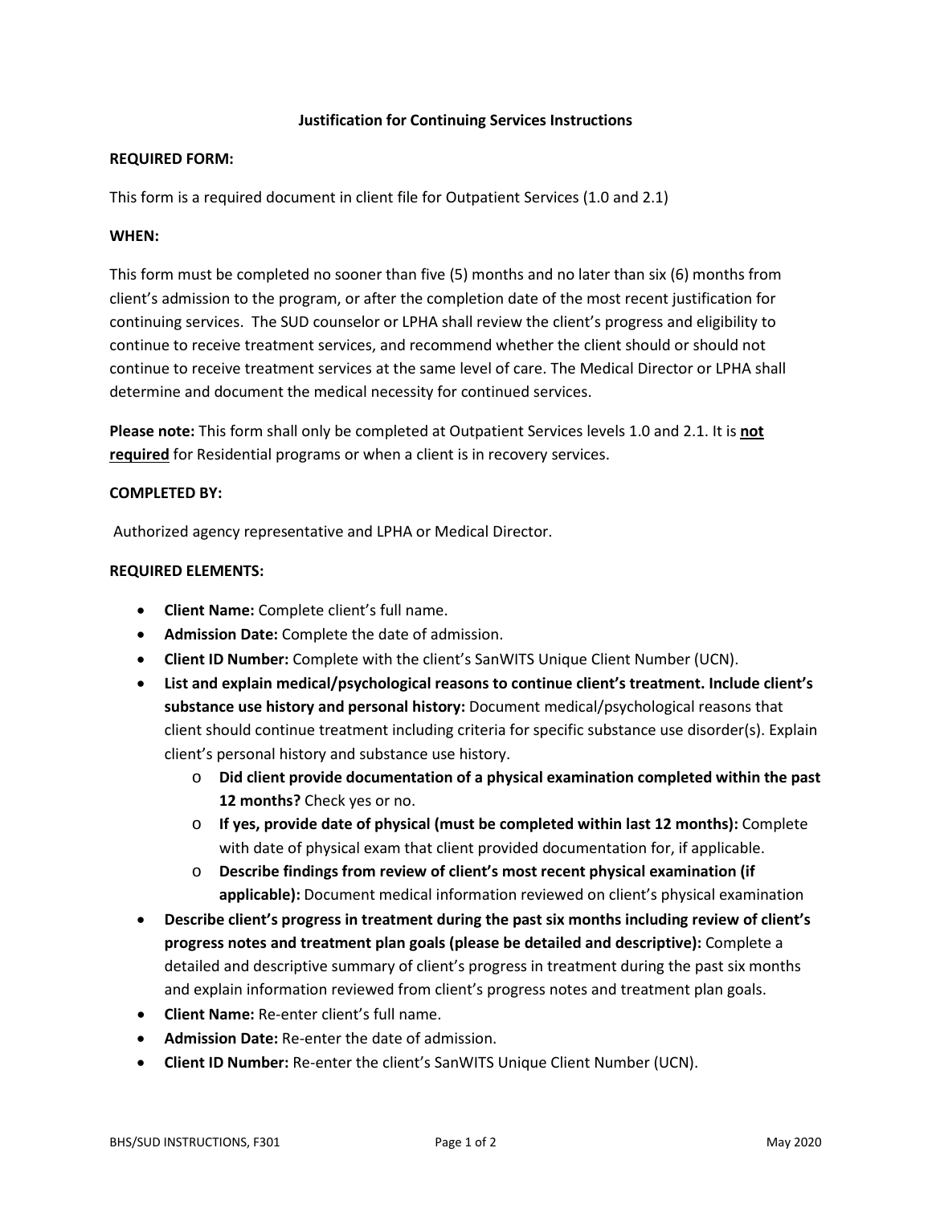# Justification for Continuing Services Instructions

**REQUIRED FORM:**

This form is a required document in client file for Outpatient Services (1.0 and 2.1)

**WHEN:**

This form must be completed no sooner than five (5) months and no later than six (6) months from client's admission to the program, or after the completion date of the most recent justification for continuing services. The SUD counselor or LPHA shall review the client's progress and eligibility to continue to receive treatment services, and recommend whether the client should or should not continue to receive treatment services at the same level of care. The Medical Director or LPHA shall determine and document the medical necessity for continued services.

**Please note:** This form shall only be completed at Outpatient Services levels 1.0 and 2.1. It is <u>**not required**</u> for Residential programs or when a client is in recovery services.

**COMPLETED BY:**

Authorized agency representative and LPHA or Medical Director.

**REQUIRED ELEMENTS:**

- **Client Name:** Complete client's full name.
- **Admission Date:** Complete the date of admission.
- **Client ID Number:** Complete with the client's SanWITS Unique Client Number (UCN).
- **List and explain medical/psychological reasons to continue client's treatment. Include client's substance use history and personal history:** Document medical/psychological reasons that client should continue treatment including criteria for specific substance use disorder(s). Explain client's personal history and substance use history.
    - **Did client provide documentation of a physical examination completed within the past 12 months?** Check yes or no.
    - **If yes, provide date of physical (must be completed within last 12 months):** Complete with date of physical exam that client provided documentation for, if applicable.
    - **Describe findings from review of client's most recent physical examination (if applicable):** Document medical information reviewed on client's physical examination
- **Describe client's progress in treatment during the past six months including review of client's progress notes and treatment plan goals (please be detailed and descriptive):** Complete a detailed and descriptive summary of client's progress in treatment during the past six months and explain information reviewed from client's progress notes and treatment plan goals.
- **Client Name:** Re-enter client's full name.
- **Admission Date:** Re-enter the date of admission.
- **Client ID Number:** Re-enter the client's SanWITS Unique Client Number (UCN).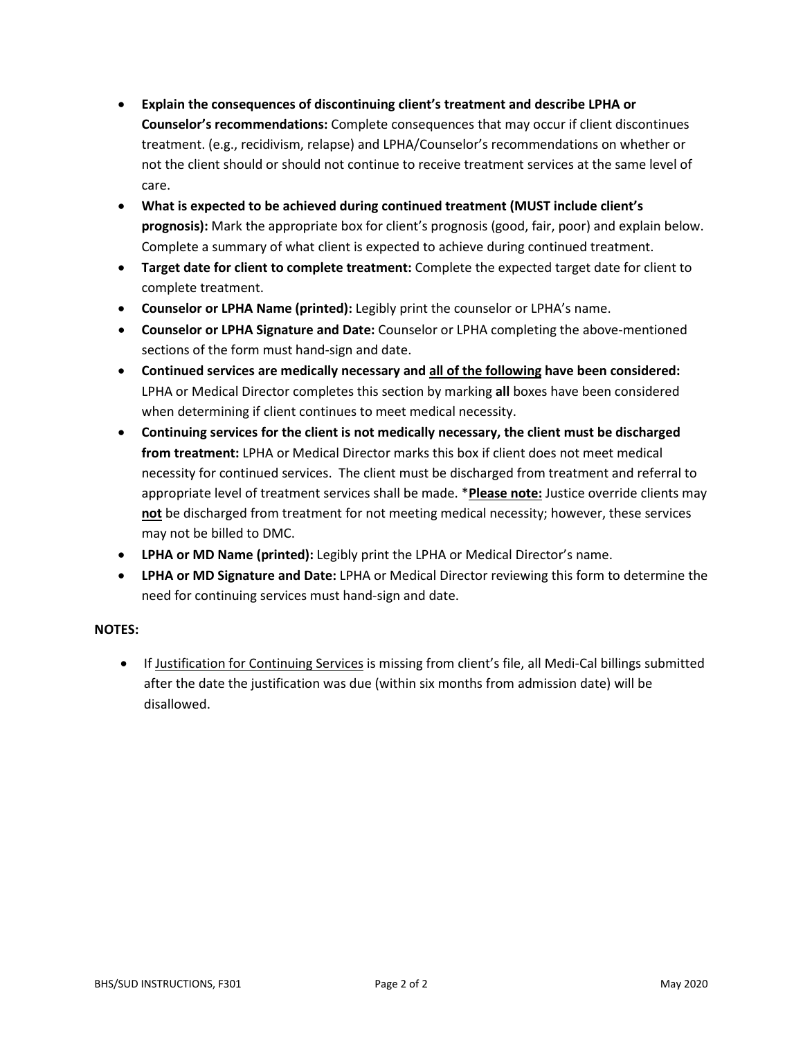- **Explain the consequences of discontinuing client's treatment and describe LPHA or Counselor's recommendations:** Complete consequences that may occur if client discontinues treatment. (e.g., recidivism, relapse) and LPHA/Counselor's recommendations on whether or not the client should or should not continue to receive treatment services at the same level of care.
- **What is expected to be achieved during continued treatment (MUST include client's prognosis):** Mark the appropriate box for client's prognosis (good, fair, poor) and explain below. Complete a summary of what client is expected to achieve during continued treatment.
- **Target date for client to complete treatment:** Complete the expected target date for client to complete treatment.
- **Counselor or LPHA Name (printed):** Legibly print the counselor or LPHA's name.
- **Counselor or LPHA Signature and Date:** Counselor or LPHA completing the above-mentioned sections of the form must hand-sign and date.
- **Continued services are medically necessary and <u>all of the following</u> have been considered:** LPHA or Medical Director completes this section by marking **all** boxes have been considered when determining if client continues to meet medical necessity.
- **Continuing services for the client is not medically necessary, the client must be discharged from treatment:** LPHA or Medical Director marks this box if client does not meet medical necessity for continued services. The client must be discharged from treatment and referral to appropriate level of treatment services shall be made. ***<u>Please note:</u>** Justice override clients may **<u>not</u>** be discharged from treatment for not meeting medical necessity; however, these services may not be billed to DMC.
- **LPHA or MD Name (printed):** Legibly print the LPHA or Medical Director's name.
- **LPHA or MD Signature and Date:** LPHA or Medical Director reviewing this form to determine the need for continuing services must hand-sign and date.

**NOTES:**

- If <u>Justification for Continuing Services</u> is missing from client's file, all Medi-Cal billings submitted after the date the justification was due (within six months from admission date) will be disallowed.